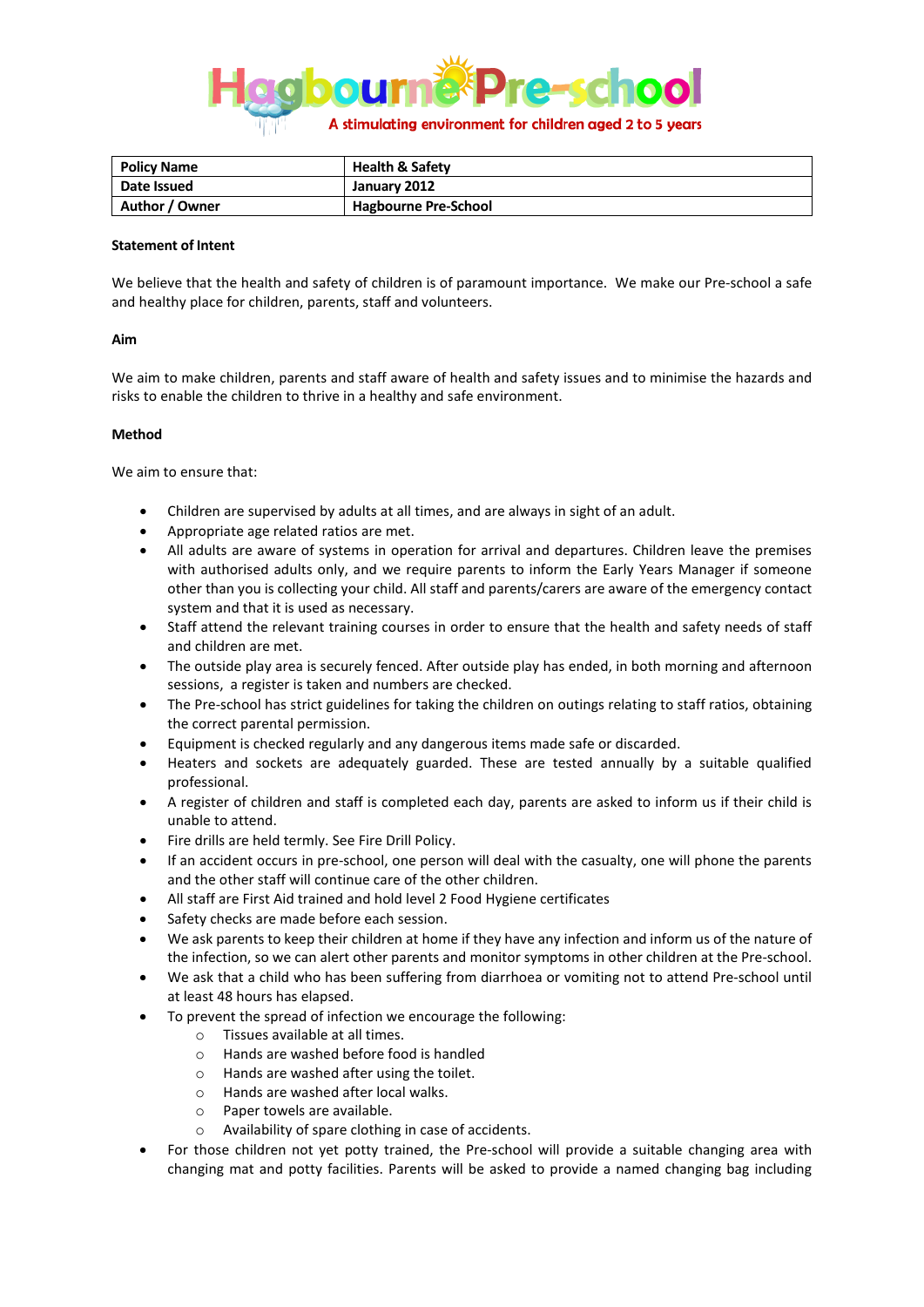# Hagbourne Pre-school

A stimulating environment for children aged 2 to 5 years

| | |
|---|---|
| **Policy Name** | **Health & Safety** |
| **Date Issued** | **January 2012** |
| **Author / Owner** | **Hagbourne Pre-School** |

**Statement of Intent**

We believe that the health and safety of children is of paramount importance. We make our Pre-school a safe and healthy place for children, parents, staff and volunteers.

**Aim**

We aim to make children, parents and staff aware of health and safety issues and to minimise the hazards and risks to enable the children to thrive in a healthy and safe environment.

**Method**

We aim to ensure that:

- Children are supervised by adults at all times, and are always in sight of an adult.
- Appropriate age related ratios are met.
- All adults are aware of systems in operation for arrival and departures. Children leave the premises with authorised adults only, and we require parents to inform the Early Years Manager if someone other than you is collecting your child. All staff and parents/carers are aware of the emergency contact system and that it is used as necessary.
- Staff attend the relevant training courses in order to ensure that the health and safety needs of staff and children are met.
- The outside play area is securely fenced. After outside play has ended, in both morning and afternoon sessions, a register is taken and numbers are checked.
- The Pre-school has strict guidelines for taking the children on outings relating to staff ratios, obtaining the correct parental permission.
- Equipment is checked regularly and any dangerous items made safe or discarded.
- Heaters and sockets are adequately guarded. These are tested annually by a suitable qualified professional.
- A register of children and staff is completed each day, parents are asked to inform us if their child is unable to attend.
- Fire drills are held termly. See Fire Drill Policy.
- If an accident occurs in pre-school, one person will deal with the casualty, one will phone the parents and the other staff will continue care of the other children.
- All staff are First Aid trained and hold level 2 Food Hygiene certificates
- Safety checks are made before each session.
- We ask parents to keep their children at home if they have any infection and inform us of the nature of the infection, so we can alert other parents and monitor symptoms in other children at the Pre-school.
- We ask that a child who has been suffering from diarrhoea or vomiting not to attend Pre-school until at least 48 hours has elapsed.
- To prevent the spread of infection we encourage the following:
  - Tissues available at all times.
  - Hands are washed before food is handled
  - Hands are washed after using the toilet.
  - Hands are washed after local walks.
  - Paper towels are available.
  - Availability of spare clothing in case of accidents.
- For those children not yet potty trained, the Pre-school will provide a suitable changing area with changing mat and potty facilities. Parents will be asked to provide a named changing bag including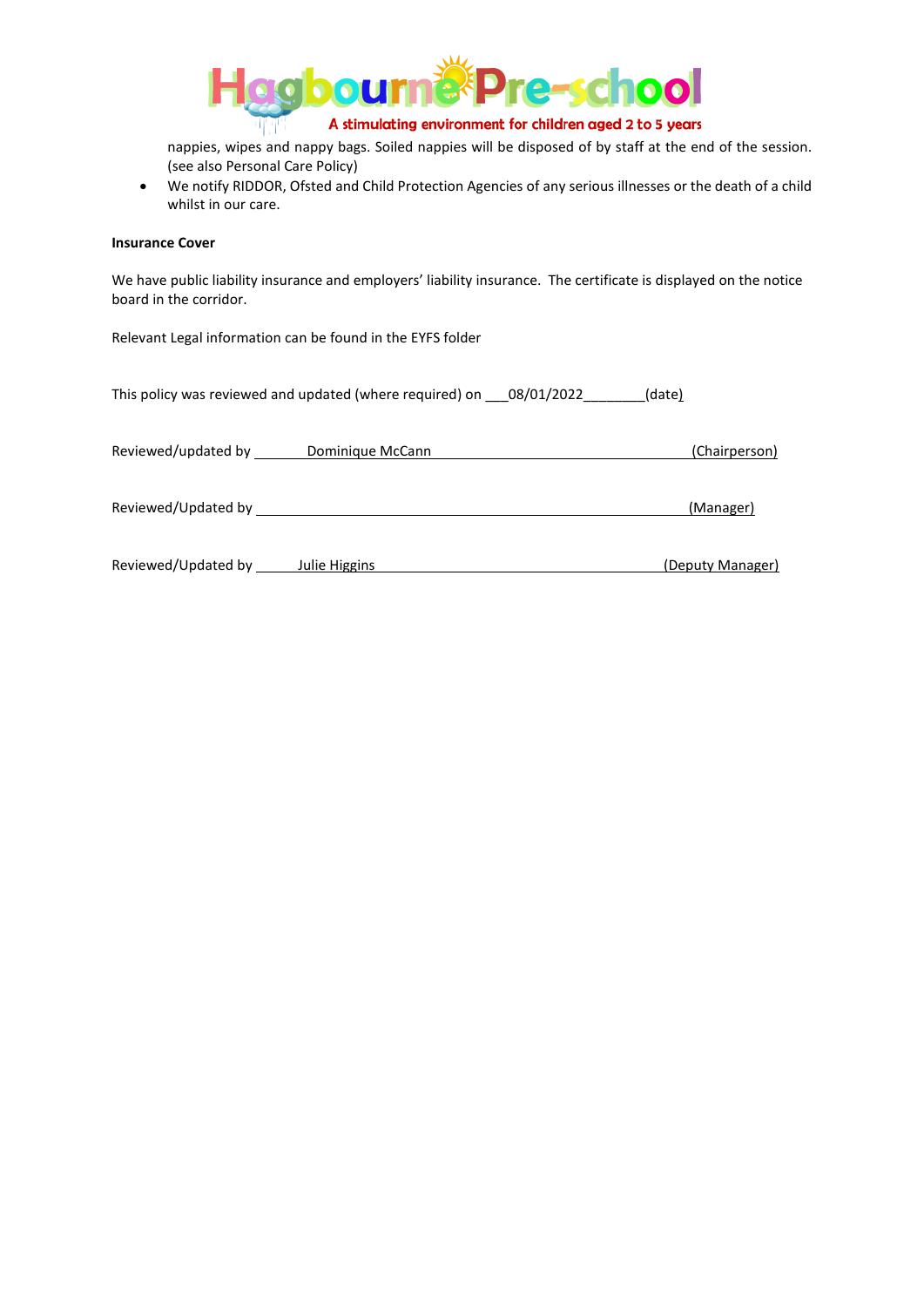nappies, wipes and nappy bags. Soiled nappies will be disposed of by staff at the end of the session. (see also Personal Care Policy)

- We notify RIDDOR, Ofsted and Child Protection Agencies of any serious illnesses or the death of a child whilst in our care.

**Insurance Cover**

We have public liability insurance and employers' liability insurance. The certificate is displayed on the notice board in the corridor.

Relevant Legal information can be found in the EYFS folder

This policy was reviewed and updated (where required) on ___08/01/2022________(date)

Reviewed/updated by _______Dominique McCann_______________________________________(Chairperson)

Reviewed/Updated by ______________________________________________________________(Manager)

Reviewed/Updated by ______Julie Higgins______________________________________(Deputy Manager)